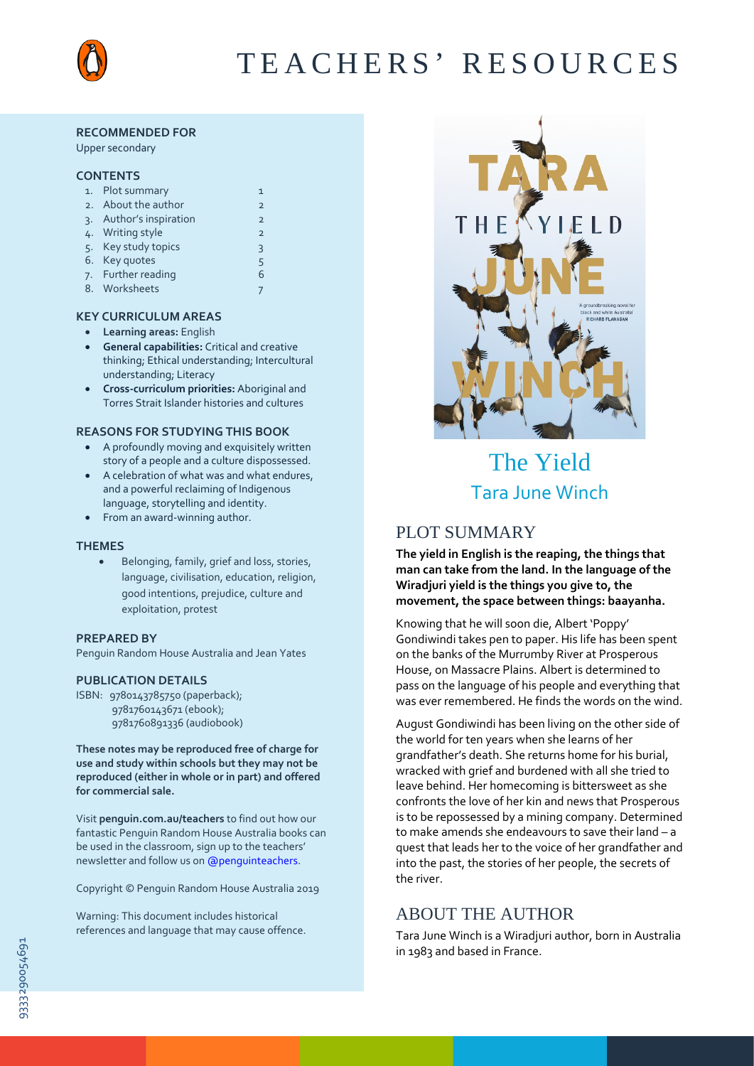# TEACHERS' RESOURCES

**RECOMMENDED FOR**

Upper secondary

**CONTENTS**

| | |
|---|---|
| 1. Plot summary | 1 |
| 2. About the author | 2 |
| 3. Author's inspiration | 2 |
| 4. Writing style | 2 |
| 5. Key study topics | 3 |
| 6. Key quotes | 5 |
| 7. Further reading | 6 |
| 8. Worksheets | 7 |

**KEY CURRICULUM AREAS**

- **Learning areas:** English
- **General capabilities:** Critical and creative thinking; Ethical understanding; Intercultural understanding; Literacy
- **Cross-curriculum priorities:** Aboriginal and Torres Strait Islander histories and cultures

**REASONS FOR STUDYING THIS BOOK**

- A profoundly moving and exquisitely written story of a people and a culture dispossessed.
- A celebration of what was and what endures, and a powerful reclaiming of Indigenous language, storytelling and identity.
- From an award-winning author.

**THEMES**

- Belonging, family, grief and loss, stories, language, civilisation, education, religion, good intentions, prejudice, culture and exploitation, protest

**PREPARED BY**

Penguin Random House Australia and Jean Yates

**PUBLICATION DETAILS**

ISBN: 9780143785750 (paperback); 9781760143671 (ebook); 9781760891336 (audiobook)

**These notes may be reproduced free of charge for use and study within schools but they may not be reproduced (either in whole or in part) and offered for commercial sale.**

Visit **penguin.com.au/teachers** to find out how our fantastic Penguin Random House Australia books can be used in the classroom, sign up to the teachers' newsletter and follow us on @penguinteachers.

Copyright © Penguin Random House Australia 2019

Warning: This document includes historical references and language that may cause offence.

# The Yield

## Tara June Winch

## PLOT SUMMARY

**The yield in English is the reaping, the things that man can take from the land. In the language of the Wiradjuri yield is the things you give to, the movement, the space between things: baayanha.**

Knowing that he will soon die, Albert 'Poppy' Gondiwindi takes pen to paper. His life has been spent on the banks of the Murrumby River at Prosperous House, on Massacre Plains. Albert is determined to pass on the language of his people and everything that was ever remembered. He finds the words on the wind.

August Gondiwindi has been living on the other side of the world for ten years when she learns of her grandfather's death. She returns home for his burial, wracked with grief and burdened with all she tried to leave behind. Her homecoming is bittersweet as she confronts the love of her kin and news that Prosperous House is to be repossessed by a mining company. Determined to make amends she endeavours to save their land – a quest that leads her to the voice of her grandfather and into the past, the stories of her people, the secrets of the river.

## ABOUT THE AUTHOR

Tara June Winch is a Wiradjuri author, born in Australia in 1983 and based in France.

9333290054691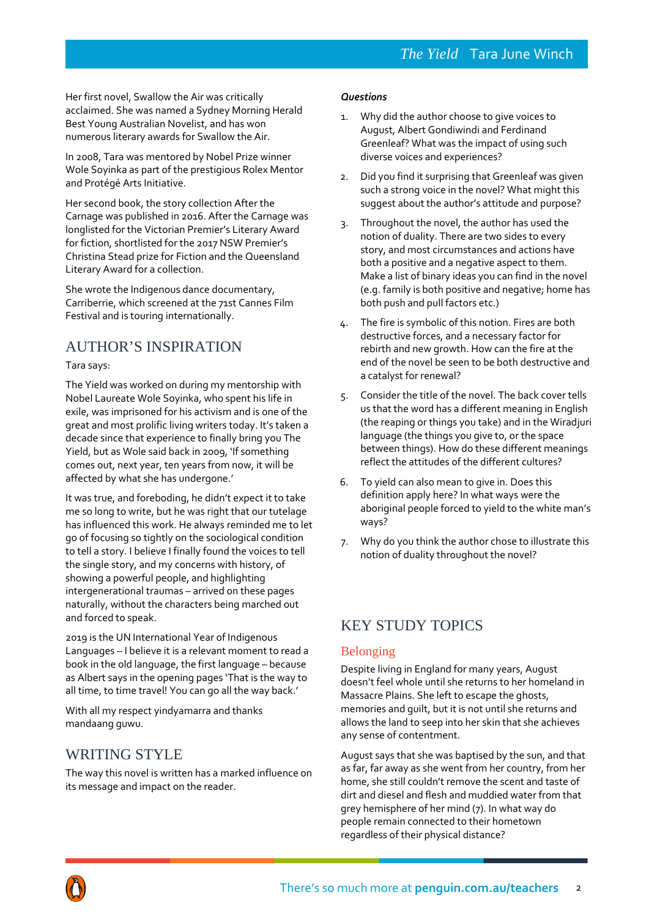Her first novel, Swallow the Air was critically acclaimed. She was named a Sydney Morning Herald Best Young Australian Novelist, and has won numerous literary awards for Swallow the Air.

In 2008, Tara was mentored by Nobel Prize winner Wole Soyinka as part of the prestigious Rolex Mentor and Protégé Arts Initiative.

Her second book, the story collection After the Carnage was published in 2016. After the Carnage was longlisted for the Victorian Premier's Literary Award for fiction, shortlisted for the 2017 NSW Premier's Christina Stead prize for Fiction and the Queensland Literary Award for a collection.

She wrote the Indigenous dance documentary, Carriberrie, which screened at the 71st Cannes Film Festival and is touring internationally.

## AUTHOR'S INSPIRATION

Tara says:

The Yield was worked on during my mentorship with Nobel Laureate Wole Soyinka, who spent his life in exile, was imprisoned for his activism and is one of the great and most prolific living writers today. It's taken a decade since that experience to finally bring you The Yield, but as Wole said back in 2009, 'If something comes out, next year, ten years from now, it will be affected by what she has undergone.'

It was true, and foreboding, he didn't expect it to take me so long to write, but he was right that our tutelage has influenced this work. He always reminded me to let go of focusing so tightly on the sociological condition to tell a story. I believe I finally found the voices to tell the single story, and my concerns with history, of showing a powerful people, and highlighting intergenerational traumas – arrived on these pages naturally, without the characters being marched out and forced to speak.

2019 is the UN International Year of Indigenous Languages – I believe it is a relevant moment to read a book in the old language, the first language – because as Albert says in the opening pages 'That is the way to all time, to time travel! You can go all the way back.'

With all my respect yindyamarra and thanks mandaang guwu.

## WRITING STYLE

The way this novel is written has a marked influence on its message and impact on the reader.

***Questions***

1. Why did the author choose to give voices to August, Albert Gondiwindi and Ferdinand Greenleaf? What was the impact of using such diverse voices and experiences?
2. Did you find it surprising that Greenleaf was given such a strong voice in the novel? What might this suggest about the author's attitude and purpose?
3. Throughout the novel, the author has used the notion of duality. There are two sides to every story, and most circumstances and actions have both a positive and a negative aspect to them. Make a list of binary ideas you can find in the novel (e.g. family is both positive and negative; home has both push and pull factors etc.)
4. The fire is symbolic of this notion. Fires are both destructive forces, and a necessary factor for rebirth and new growth. How can the fire at the end of the novel be seen to be both destructive and a catalyst for renewal?
5. Consider the title of the novel. The back cover tells us that the word has a different meaning in English (the reaping or things you take) and in the Wiradjuri language (the things you give to, or the space between things). How do these different meanings reflect the attitudes of the different cultures?
6. To yield can also mean to give in. Does this definition apply here? In what ways were the aboriginal people forced to yield to the white man's ways?
7. Why do you think the author chose to illustrate this notion of duality throughout the novel?

## KEY STUDY TOPICS

### Belonging

Despite living in England for many years, August doesn't feel whole until she returns to her homeland in Massacre Plains. She left to escape the ghosts, memories and guilt, but it is not until she returns and allows the land to seep into her skin that she achieves any sense of contentment.

August says that she was baptised by the sun, and that as far, far away as she went from her country, from her home, she still couldn't remove the scent and taste of dirt and diesel and flesh and muddied water from that grey hemisphere of her mind (7). In what way do people remain connected to their hometown regardless of their physical distance?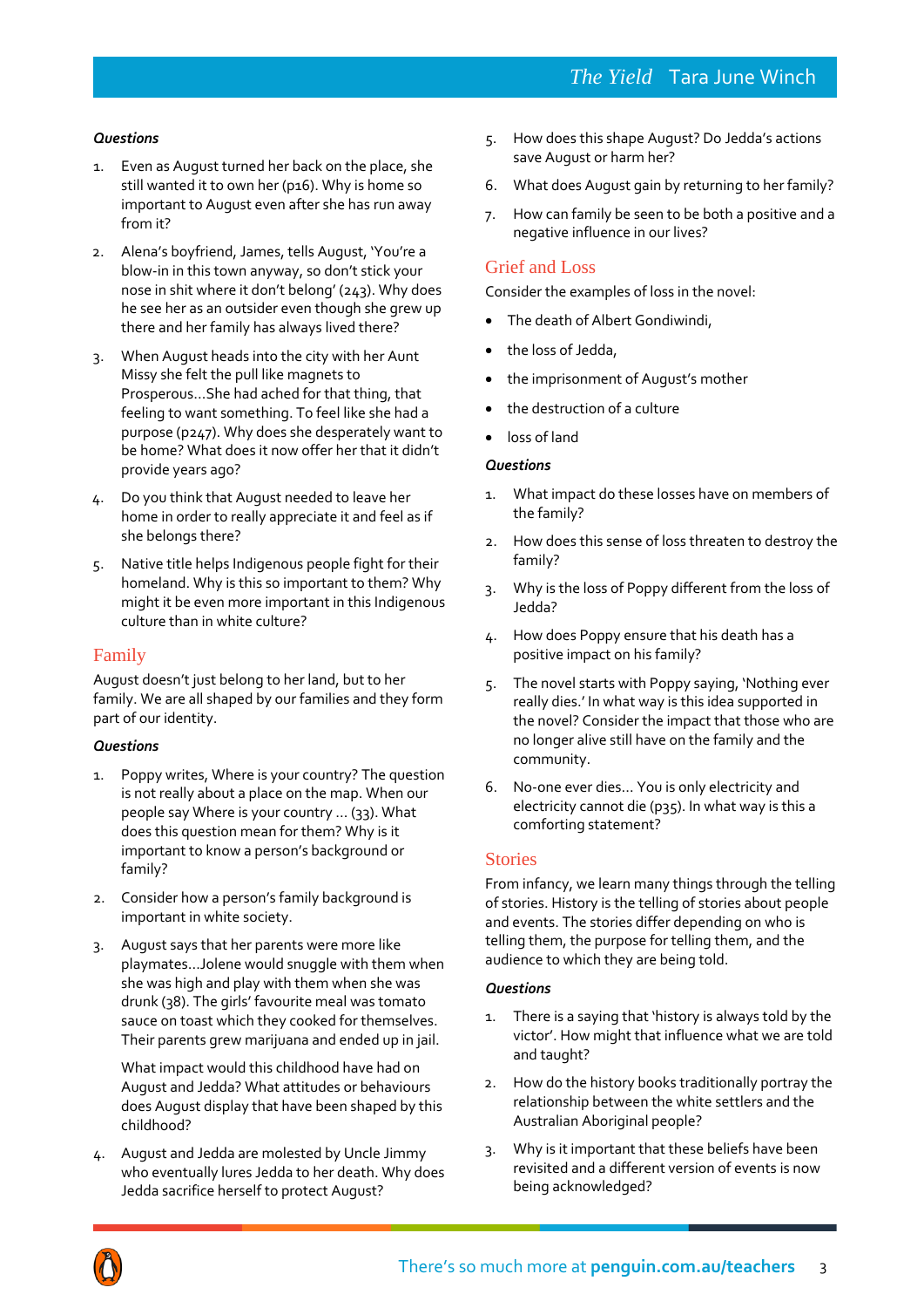***Questions***

1. Even as August turned her back on the place, she still wanted it to own her (p16). Why is home so important to August even after she has run away from it?
2. Alena's boyfriend, James, tells August, 'You're a blow-in in this town anyway, so don't stick your nose in shit where it don't belong' (243). Why does he see her as an outsider even though she grew up there and her family has always lived there?
3. When August heads into the city with her Aunt Missy she felt the pull like magnets to Prosperous…She had ached for that thing, that feeling to want something. To feel like she had a purpose (p247). Why does she desperately want to be home? What does it now offer her that it didn't provide years ago?
4. Do you think that August needed to leave her home in order to really appreciate it and feel as if she belongs there?
5. Native title helps Indigenous people fight for their homeland. Why is this so important to them? Why might it be even more important in this Indigenous culture than in white culture?

## Family

August doesn't just belong to her land, but to her family. We are all shaped by our families and they form part of our identity.

***Questions***

1. Poppy writes, Where is your country? The question is not really about a place on the map. When our people say Where is your country … (33). What does this question mean for them? Why is it important to know a person's background or family?
2. Consider how a person's family background is important in white society.
3. August says that her parents were more like playmates…Jolene would snuggle with them when she was high and play with them when she was drunk (38). The girls' favourite meal was tomato sauce on toast which they cooked for themselves. Their parents grew marijuana and ended up in jail.

   What impact would this childhood have had on August and Jedda? What attitudes or behaviours does August display that have been shaped by this childhood?
4. August and Jedda are molested by Uncle Jimmy who eventually lures Jedda to her death. Why does Jedda sacrifice herself to protect August?
5. How does this shape August? Do Jedda's actions save August or harm her?
6. What does August gain by returning to her family?
7. How can family be seen to be both a positive and a negative influence in our lives?

## Grief and Loss

Consider the examples of loss in the novel:

- The death of Albert Gondiwindi,
- the loss of Jedda,
- the imprisonment of August's mother
- the destruction of a culture
- loss of land

***Questions***

1. What impact do these losses have on members of the family?
2. How does this sense of loss threaten to destroy the family?
3. Why is the loss of Poppy different from the loss of Jedda?
4. How does Poppy ensure that his death has a positive impact on his family?
5. The novel starts with Poppy saying, 'Nothing ever really dies.' In what way is this idea supported in the novel? Consider the impact that those who are no longer alive still have on the family and the community.
6. No-one ever dies… You is only electricity and electricity cannot die (p35). In what way is this a comforting statement?

## Stories

From infancy, we learn many things through the telling of stories. History is the telling of stories about people and events. The stories differ depending on who is telling them, the purpose for telling them, and the audience to which they are being told.

***Questions***

1. There is a saying that 'history is always told by the victor'. How might that influence what we are told and taught?
2. How do the history books traditionally portray the relationship between the white settlers and the Australian Aboriginal people?
3. Why is it important that these beliefs have been revisited and a different version of events is now being acknowledged?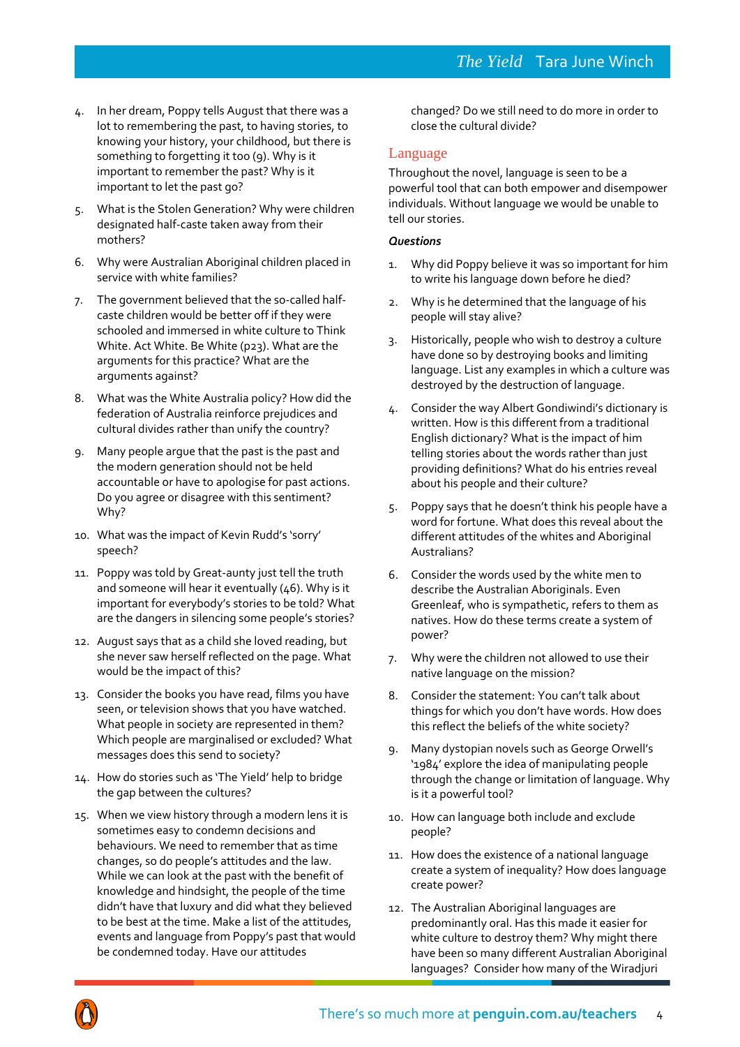4. In her dream, Poppy tells August that there was a lot to remembering the past, to having stories, to knowing your history, your childhood, but there is something to forgetting it too (9). Why is it important to remember the past? Why is it important to let the past go?

5. What is the Stolen Generation? Why were children designated half-caste taken away from their mothers?

6. Why were Australian Aboriginal children placed in service with white families?

7. The government believed that the so-called half-caste children would be better off if they were schooled and immersed in white culture to Think White. Act White. Be White (p23). What are the arguments for this practice? What are the arguments against?

8. What was the White Australia policy? How did the federation of Australia reinforce prejudices and cultural divides rather than unify the country?

9. Many people argue that the past is the past and the modern generation should not be held accountable or have to apologise for past actions. Do you agree or disagree with this sentiment? Why?

10. What was the impact of Kevin Rudd's 'sorry' speech?

11. Poppy was told by Great-aunty just tell the truth and someone will hear it eventually (46). Why is it important for everybody's stories to be told? What are the dangers in silencing some people's stories?

12. August says that as a child she loved reading, but she never saw herself reflected on the page. What would be the impact of this?

13. Consider the books you have read, films you have seen, or television shows that you have watched. What people in society are represented in them? Which people are marginalised or excluded? What messages does this send to society?

14. How do stories such as 'The Yield' help to bridge the gap between the cultures?

15. When we view history through a modern lens it is sometimes easy to condemn decisions and behaviours. We need to remember that as time changes, so do people's attitudes and the law. While we can look at the past with the benefit of knowledge and hindsight, the people of the time didn't have that luxury and did what they believed to be best at the time. Make a list of the attitudes, events and language from Poppy's past that would be condemned today. Have our attitudes changed? Do we still need to do more in order to close the cultural divide?

## Language

Throughout the novel, language is seen to be a powerful tool that can both empower and disempower individuals. Without language we would be unable to tell our stories.

***Questions***

1. Why did Poppy believe it was so important for him to write his language down before he died?

2. Why is he determined that the language of his people will stay alive?

3. Historically, people who wish to destroy a culture have done so by destroying books and limiting language. List any examples in which a culture was destroyed by the destruction of language.

4. Consider the way Albert Gondiwindi's dictionary is written. How is this different from a traditional English dictionary? What is the impact of him telling stories about the words rather than just providing definitions? What do his entries reveal about his people and their culture?

5. Poppy says that he doesn't think his people have a word for fortune. What does this reveal about the different attitudes of the whites and Aboriginal Australians?

6. Consider the words used by the white men to describe the Australian Aboriginals. Even Greenleaf, who is sympathetic, refers to them as natives. How do these terms create a system of power?

7. Why were the children not allowed to use their native language on the mission?

8. Consider the statement: You can't talk about things for which you don't have words. How does this reflect the beliefs of the white society?

9. Many dystopian novels such as George Orwell's '1984' explore the idea of manipulating people through the change or limitation of language. Why is it a powerful tool?

10. How can language both include and exclude people?

11. How does the existence of a national language create a system of inequality? How does language create power?

12. The Australian Aboriginal languages are predominantly oral. Has this made it easier for white culture to destroy them? Why might there have been so many different Australian Aboriginal languages? Consider how many of the Wiradjuri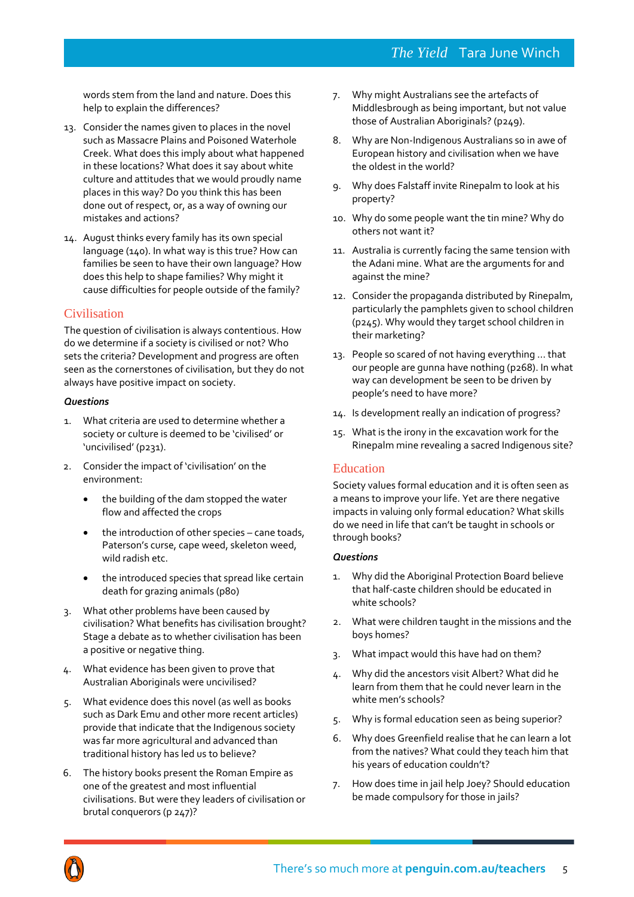words stem from the land and nature. Does this help to explain the differences?

13. Consider the names given to places in the novel such as Massacre Plains and Poisoned Waterhole Creek. What does this imply about what happened in these locations? What does it say about white culture and attitudes that we would proudly name places in this way? Do you think this has been done out of respect, or, as a way of owning our mistakes and actions?
14. August thinks every family has its own special language (140). In what way is this true? How can families be seen to have their own language? How does this help to shape families? Why might it cause difficulties for people outside of the family?

## Civilisation

The question of civilisation is always contentious. How do we determine if a society is civilised or not? Who sets the criteria? Development and progress are often seen as the cornerstones of civilisation, but they do not always have positive impact on society.

### *Questions*

1. What criteria are used to determine whether a society or culture is deemed to be 'civilised' or 'uncivilised' (p231).
2. Consider the impact of 'civilisation' on the environment:
   - the building of the dam stopped the water flow and affected the crops
   - the introduction of other species – cane toads, Paterson's curse, cape weed, skeleton weed, wild radish etc.
   - the introduced species that spread like certain death for grazing animals (p80)
3. What other problems have been caused by civilisation? What benefits has civilisation brought? Stage a debate as to whether civilisation has been a positive or negative thing.
4. What evidence has been given to prove that Australian Aboriginals were uncivilised?
5. What evidence does this novel (as well as books such as Dark Emu and other more recent articles) provide that indicate that the Indigenous society was far more agricultural and advanced than traditional history has led us to believe?
6. The history books present the Roman Empire as one of the greatest and most influential civilisations. But were they leaders of civilisation or brutal conquerors (p 247)?
7. Why might Australians see the artefacts of Middlesbrough as being important, but not value those of Australian Aboriginals? (p249).
8. Why are Non-Indigenous Australians so in awe of European history and civilisation when we have the oldest in the world?
9. Why does Falstaff invite Rinepalm to look at his property?
10. Why do some people want the tin mine? Why do others not want it?
11. Australia is currently facing the same tension with the Adani mine. What are the arguments for and against the mine?
12. Consider the propaganda distributed by Rinepalm, particularly the pamphlets given to school children (p245). Why would they target school children in their marketing?
13. People so scared of not having everything … that our people are gunna have nothing (p268). In what way can development be seen to be driven by people's need to have more?
14. Is development really an indication of progress?
15. What is the irony in the excavation work for the Rinepalm mine revealing a sacred Indigenous site?

## Education

Society values formal education and it is often seen as a means to improve your life. Yet are there negative impacts in valuing only formal education? What skills do we need in life that can't be taught in schools or through books?

### *Questions*

1. Why did the Aboriginal Protection Board believe that half-caste children should be educated in white schools?
2. What were children taught in the missions and the boys homes?
3. What impact would this have had on them?
4. Why did the ancestors visit Albert? What did he learn from them that he could never learn in the white men's schools?
5. Why is formal education seen as being superior?
6. Why does Greenfield realise that he can learn a lot from the natives? What could they teach him that his years of education couldn't?
7. How does time in jail help Joey? Should education be made compulsory for those in jails?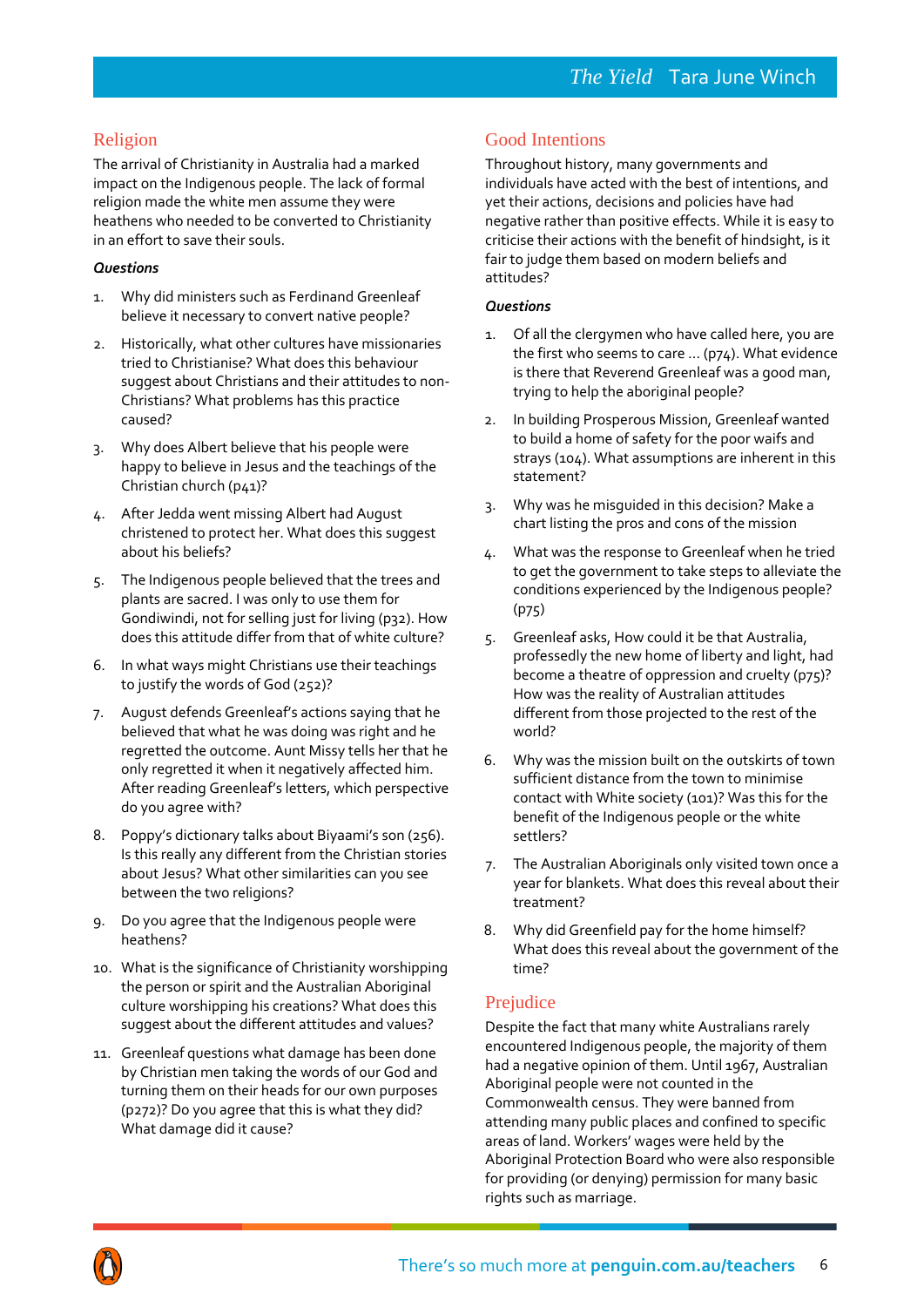## Religion

The arrival of Christianity in Australia had a marked impact on the Indigenous people. The lack of formal religion made the white men assume they were heathens who needed to be converted to Christianity in an effort to save their souls.

***Questions***

1. Why did ministers such as Ferdinand Greenleaf believe it necessary to convert native people?
2. Historically, what other cultures have missionaries tried to Christianise? What does this behaviour suggest about Christians and their attitudes to non-Christians? What problems has this practice caused?
3. Why does Albert believe that his people were happy to believe in Jesus and the teachings of the Christian church (p41)?
4. After Jedda went missing Albert had August christened to protect her. What does this suggest about his beliefs?
5. The Indigenous people believed that the trees and plants are sacred. I was only to use them for Gondiwindi, not for selling just for living (p32). How does this attitude differ from that of white culture?
6. In what ways might Christians use their teachings to justify the words of God (252)?
7. August defends Greenleaf's actions saying that he believed that what he was doing was right and he regretted the outcome. Aunt Missy tells her that he only regretted it when it negatively affected him. After reading Greenleaf's letters, which perspective do you agree with?
8. Poppy's dictionary talks about Biyaami's son (256). Is this really any different from the Christian stories about Jesus? What other similarities can you see between the two religions?
9. Do you agree that the Indigenous people were heathens?
10. What is the significance of Christianity worshipping the person or spirit and the Australian Aboriginal culture worshipping his creations? What does this suggest about the different attitudes and values?
11. Greenleaf questions what damage has been done by Christian men taking the words of our God and turning them on their heads for our own purposes (p272)? Do you agree that this is what they did? What damage did it cause?

## Good Intentions

Throughout history, many governments and individuals have acted with the best of intentions, and yet their actions, decisions and policies have had negative rather than positive effects. While it is easy to criticise their actions with the benefit of hindsight, is it fair to judge them based on modern beliefs and attitudes?

***Questions***

1. Of all the clergymen who have called here, you are the first who seems to care … (p74). What evidence is there that Reverend Greenleaf was a good man, trying to help the aboriginal people?
2. In building Prosperous Mission, Greenleaf wanted to build a home of safety for the poor waifs and strays (104). What assumptions are inherent in this statement?
3. Why was he misguided in this decision? Make a chart listing the pros and cons of the mission
4. What was the response to Greenleaf when he tried to get the government to take steps to alleviate the conditions experienced by the Indigenous people? (p75)
5. Greenleaf asks, How could it be that Australia, professedly the new home of liberty and light, had become a theatre of oppression and cruelty (p75)? How was the reality of Australian attitudes different from those projected to the rest of the world?
6. Why was the mission built on the outskirts of town sufficient distance from the town to minimise contact with White society (101)? Was this for the benefit of the Indigenous people or the white settlers?
7. The Australian Aboriginals only visited town once a year for blankets. What does this reveal about their treatment?
8. Why did Greenfield pay for the home himself? What does this reveal about the government of the time?

## Prejudice

Despite the fact that many white Australians rarely encountered Indigenous people, the majority of them had a negative opinion of them. Until 1967, Australian Aboriginal people were not counted in the Commonwealth census. They were banned from attending many public places and confined to specific areas of land. Workers' wages were held by the Aboriginal Protection Board who were also responsible for providing (or denying) permission for many basic rights such as marriage.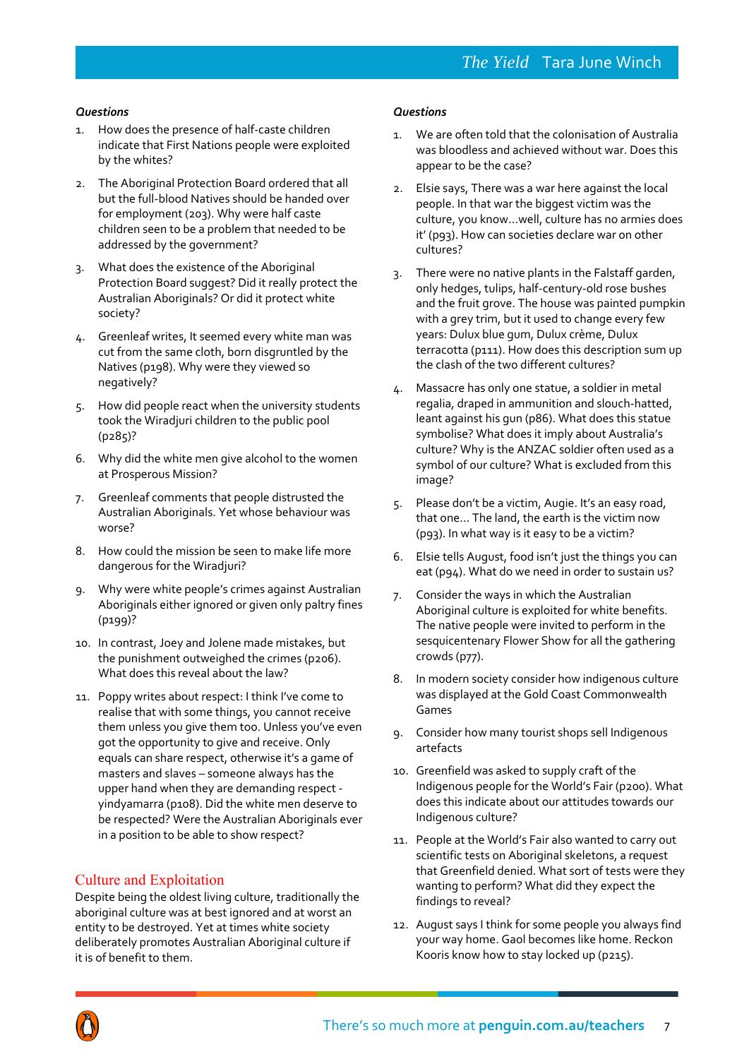***Questions***

1. How does the presence of half-caste children indicate that First Nations people were exploited by the whites?
2. The Aboriginal Protection Board ordered that all but the full-blood Natives should be handed over for employment (203). Why were half caste children seen to be a problem that needed to be addressed by the government?
3. What does the existence of the Aboriginal Protection Board suggest? Did it really protect the Australian Aboriginals? Or did it protect white society?
4. Greenleaf writes, It seemed every white man was cut from the same cloth, born disgruntled by the Natives (p198). Why were they viewed so negatively?
5. How did people react when the university students took the Wiradjuri children to the public pool (p285)?
6. Why did the white men give alcohol to the women at Prosperous Mission?
7. Greenleaf comments that people distrusted the Australian Aboriginals. Yet whose behaviour was worse?
8. How could the mission be seen to make life more dangerous for the Wiradjuri?
9. Why were white people's crimes against Australian Aboriginals either ignored or given only paltry fines (p199)?
10. In contrast, Joey and Jolene made mistakes, but the punishment outweighed the crimes (p206). What does this reveal about the law?
11. Poppy writes about respect: I think I've come to realise that with some things, you cannot receive them unless you give them too. Unless you've even got the opportunity to give and receive. Only equals can share respect, otherwise it's a game of masters and slaves – someone always has the upper hand when they are demanding respect - yindyamarra (p108). Did the white men deserve to be respected? Were the Australian Aboriginals ever in a position to be able to show respect?

## Culture and Exploitation

Despite being the oldest living culture, traditionally the aboriginal culture was at best ignored and at worst an entity to be destroyed. Yet at times white society deliberately promotes Australian Aboriginal culture if it is of benefit to them.

***Questions***

1. We are often told that the colonisation of Australia was bloodless and achieved without war. Does this appear to be the case?
2. Elsie says, There was a war here against the local people. In that war the biggest victim was the culture, you know…well, culture has no armies does it' (p93). How can societies declare war on other cultures?
3. There were no native plants in the Falstaff garden, only hedges, tulips, half-century-old rose bushes and the fruit grove. The house was painted pumpkin with a grey trim, but it used to change every few years: Dulux blue gum, Dulux crème, Dulux terracotta (p111). How does this description sum up the clash of the two different cultures?
4. Massacre has only one statue, a soldier in metal regalia, draped in ammunition and slouch-hatted, leant against his gun (p86). What does this statue symbolise? What does it imply about Australia's culture? Why is the ANZAC soldier often used as a symbol of our culture? What is excluded from this image?
5. Please don't be a victim, Augie. It's an easy road, that one… The land, the earth is the victim now (p93). In what way is it easy to be a victim?
6. Elsie tells August, food isn't just the things you can eat (p94). What do we need in order to sustain us?
7. Consider the ways in which the Australian Aboriginal culture is exploited for white benefits. The native people were invited to perform in the sesquicentenary Flower Show for all the gathering crowds (p77).
8. In modern society consider how indigenous culture was displayed at the Gold Coast Commonwealth Games
9. Consider how many tourist shops sell Indigenous artefacts
10. Greenfield was asked to supply craft of the Indigenous people for the World's Fair (p200). What does this indicate about our attitudes towards our Indigenous culture?
11. People at the World's Fair also wanted to carry out scientific tests on Aboriginal skeletons, a request that Greenfield denied. What sort of tests were they wanting to perform? What did they expect the findings to reveal?
12. August says I think for some people you always find your way home. Gaol becomes like home. Reckon Kooris know how to stay locked up (p215).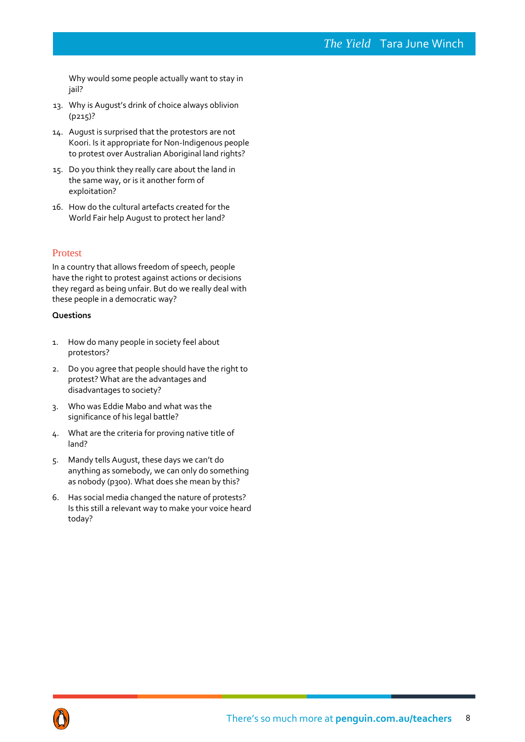Why would some people actually want to stay in jail?

13. Why is August's drink of choice always oblivion (p215)?
14. August is surprised that the protestors are not Koori. Is it appropriate for Non-Indigenous people to protest over Australian Aboriginal land rights?
15. Do you think they really care about the land in the same way, or is it another form of exploitation?
16. How do the cultural artefacts created for the World Fair help August to protect her land?

## Protest

In a country that allows freedom of speech, people have the right to protest against actions or decisions they regard as being unfair. But do we really deal with these people in a democratic way?

**Questions**

1. How do many people in society feel about protestors?
2. Do you agree that people should have the right to protest? What are the advantages and disadvantages to society?
3. Who was Eddie Mabo and what was the significance of his legal battle?
4. What are the criteria for proving native title of land?
5. Mandy tells August, these days we can't do anything as somebody, we can only do something as nobody (p300). What does she mean by this?
6. Has social media changed the nature of protests? Is this still a relevant way to make your voice heard today?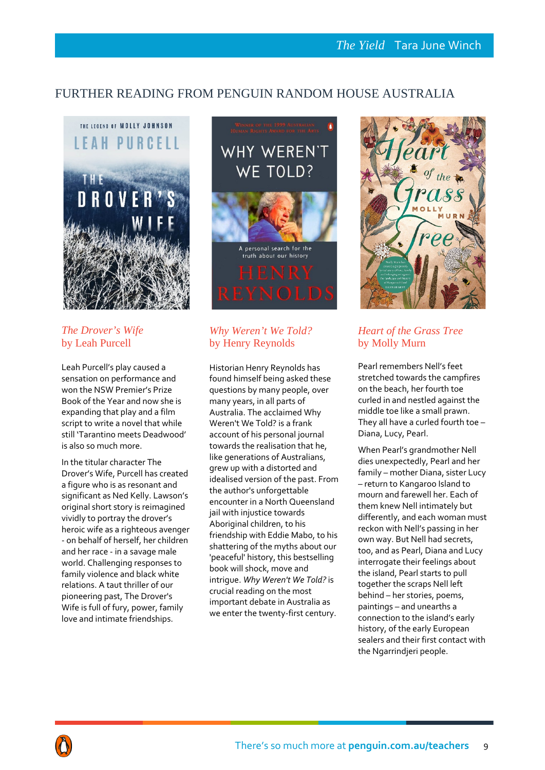## FURTHER READING FROM PENGUIN RANDOM HOUSE AUSTRALIA

### *The Drover's Wife* by Leah Purcell

Leah Purcell's play caused a sensation on performance and won the NSW Premier's Prize Book of the Year and now she is expanding that play and a film script to write a novel that while still 'Tarantino meets Deadwood' is also so much more.

In the titular character The Drover's Wife, Purcell has created a figure who is as resonant and significant as Ned Kelly. Lawson's original short story is reimagined vividly to portray the drover's heroic wife as a righteous avenger - on behalf of herself, her children and her race - in a savage male world. Challenging responses to family violence and black white relations. A taut thriller of our pioneering past, The Drover's Wife is full of fury, power, family love and intimate friendships.

### *Why Weren't We Told?* by Henry Reynolds

Historian Henry Reynolds has found himself being asked these questions by many people, over many years, in all parts of Australia. The acclaimed Why Weren't We Told? is a frank account of his personal journal towards the realisation that he, like generations of Australians, grew up with a distorted and idealised version of the past. From the author's unforgettable encounter in a North Queensland jail with injustice towards Aboriginal children, to his friendship with Eddie Mabo, to his shattering of the myths about our 'peaceful' history, this bestselling book will shock, move and intrigue. *Why Weren't We Told?* is crucial reading on the most important debate in Australia as we enter the twenty-first century.

### *Heart of the Grass Tree* by Molly Murn

Pearl remembers Nell's feet stretched towards the campfires on the beach, her fourth toe curled in and nestled against the middle toe like a small prawn. They all have a curled fourth toe – Diana, Lucy, Pearl.

When Pearl's grandmother Nell dies unexpectedly, Pearl and her family – mother Diana, sister Lucy – return to Kangaroo Island to mourn and farewell her. Each of them knew Nell intimately but differently, and each woman must reckon with Nell's passing in her own way. But Nell had secrets, too, and as Pearl, Diana and Lucy interrogate their feelings about the island, Pearl starts to pull together the scraps Nell left behind – her stories, poems, paintings – and unearths a connection to the island's early history, of the early European sealers and their first contact with the Ngarrindjeri people.

There's so much more at **penguin.com.au/teachers**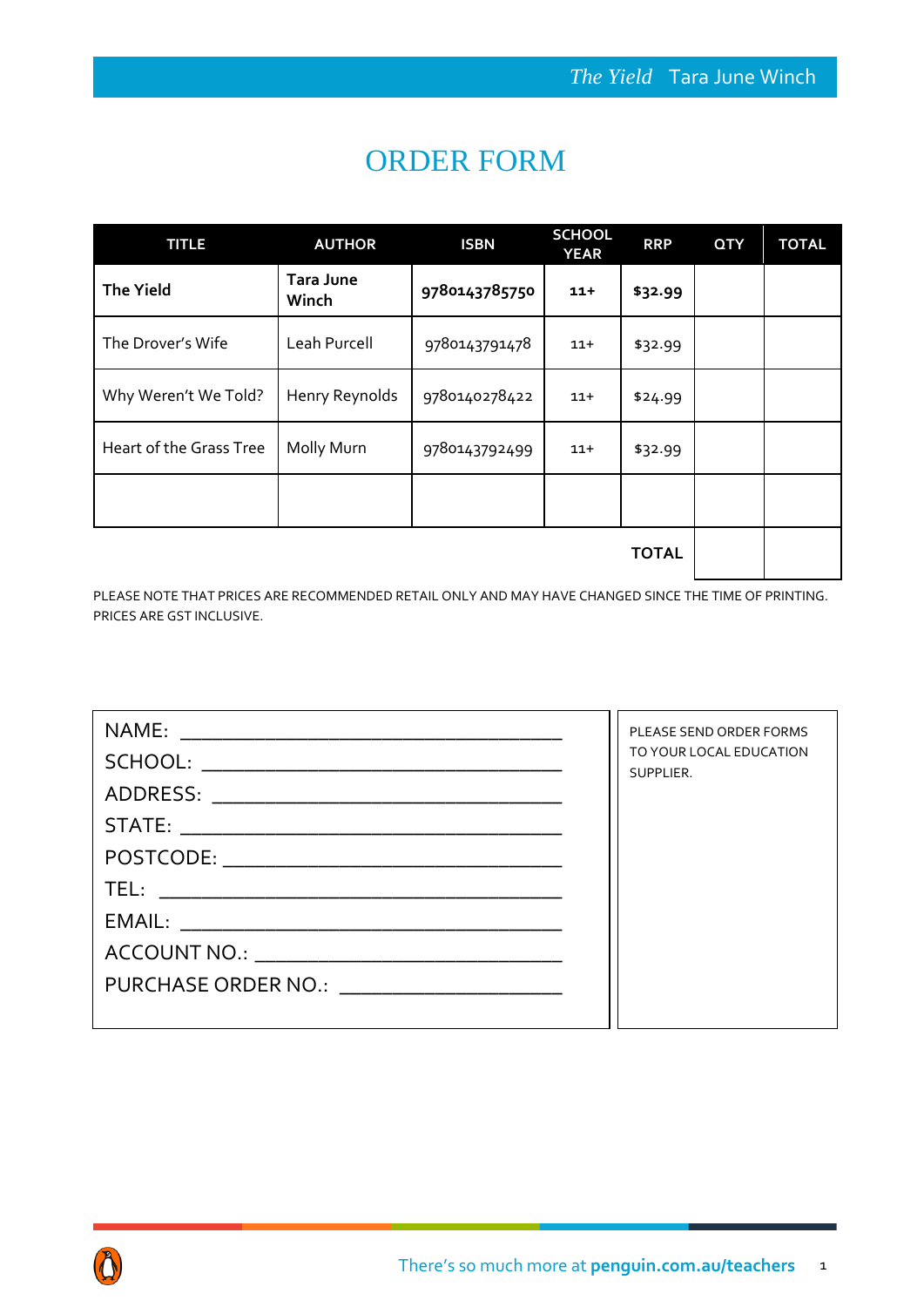# ORDER FORM

| TITLE | AUTHOR | ISBN | SCHOOL YEAR | RRP | QTY | TOTAL |
|---|---|---|---|---|---|---|
| **The Yield** | **Tara June Winch** | **9780143785750** | **11+** | **$32.99** | | |
| The Drover's Wife | Leah Purcell | 9780143791478 | 11+ | $32.99 | | |
| Why Weren't We Told? | Henry Reynolds | 9780140278422 | 11+ | $24.99 | | |
| Heart of the Grass Tree | Molly Murn | 9780143792499 | 11+ | $32.99 | | |
| | | | | | | |
| | | | | **TOTAL** | | |

PLEASE NOTE THAT PRICES ARE RECOMMENDED RETAIL ONLY AND MAY HAVE CHANGED SINCE THE TIME OF PRINTING. PRICES ARE GST INCLUSIVE.

NAME: ___________________________________

SCHOOL: _________________________________

ADDRESS: ________________________________

STATE: __________________________________

POSTCODE: _______________________________

TEL: ____________________________________

EMAIL: __________________________________

ACCOUNT NO.: ____________________________

PURCHASE ORDER NO.: _____________________

PLEASE SEND ORDER FORMS TO YOUR LOCAL EDUCATION SUPPLIER.

There's so much more at **penguin.com.au/teachers**